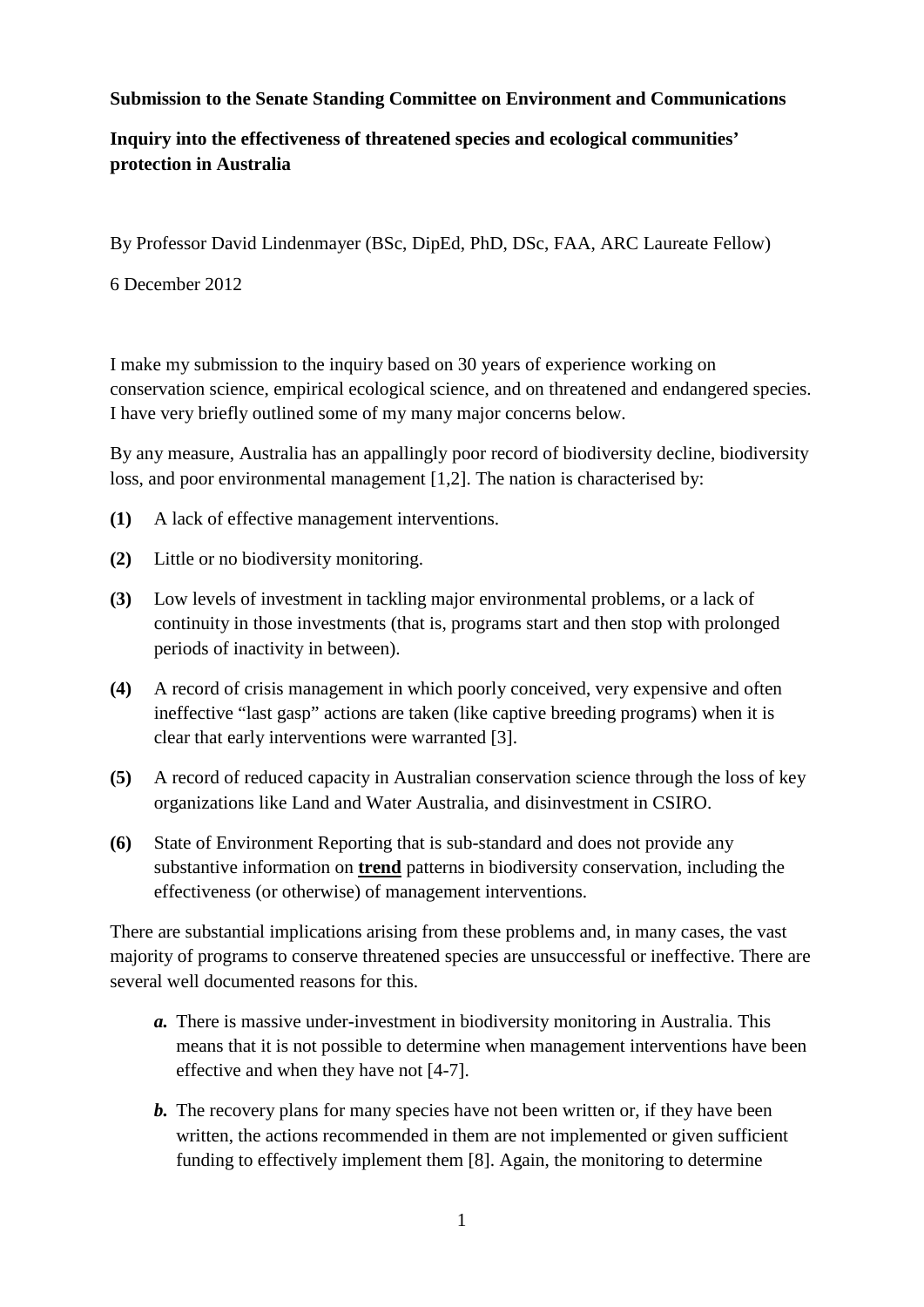**Submission to the Senate Standing Committee on Environment and Communications**

**Inquiry into the effectiveness of threatened species and ecological communities' protection in Australia**

By Professor David Lindenmayer (BSc, DipEd, PhD, DSc, FAA, ARC Laureate Fellow)

6 December 2012

I make my submission to the inquiry based on 30 years of experience working on conservation science, empirical ecological science, and on threatened and endangered species. I have very briefly outlined some of my many major concerns below.

By any measure, Australia has an appallingly poor record of biodiversity decline, biodiversity loss, and poor environmental management [1,2]. The nation is characterised by:

**(1)** A lack of effective management interventions.

**(2)** Little or no biodiversity monitoring.

**(3)** Low levels of investment in tackling major environmental problems, or a lack of continuity in those investments (that is, programs start and then stop with prolonged periods of inactivity in between).

**(4)** A record of crisis management in which poorly conceived, very expensive and often ineffective "last gasp" actions are taken (like captive breeding programs) when it is clear that early interventions were warranted [3].

**(5)** A record of reduced capacity in Australian conservation science through the loss of key organizations like Land and Water Australia, and disinvestment in CSIRO.

**(6)** State of Environment Reporting that is sub-standard and does not provide any substantive information on **trend** patterns in biodiversity conservation, including the effectiveness (or otherwise) of management interventions.

There are substantial implications arising from these problems and, in many cases, the vast majority of programs to conserve threatened species are unsuccessful or ineffective. There are several well documented reasons for this.

***a.*** There is massive under-investment in biodiversity monitoring in Australia. This means that it is not possible to determine when management interventions have been effective and when they have not [4-7].

***b.*** The recovery plans for many species have not been written or, if they have been written, the actions recommended in them are not implemented or given sufficient funding to effectively implement them [8]. Again, the monitoring to determine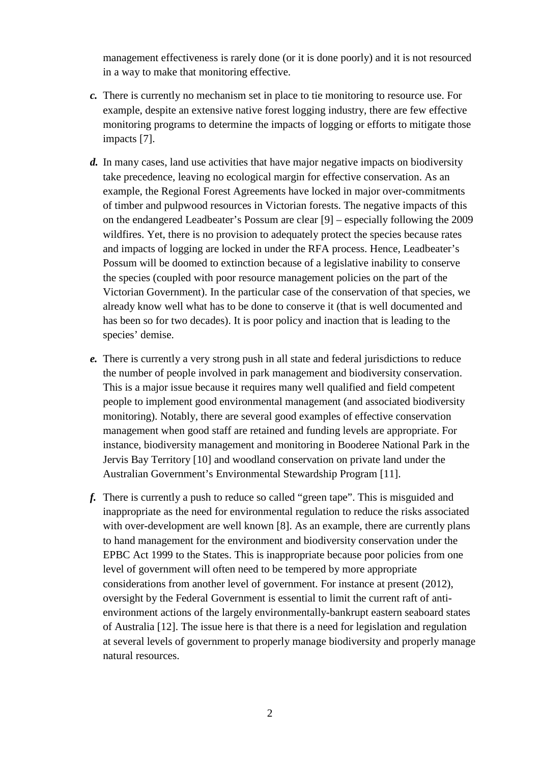management effectiveness is rarely done (or it is done poorly) and it is not resourced in a way to make that monitoring effective.

***c.*** There is currently no mechanism set in place to tie monitoring to resource use. For example, despite an extensive native forest logging industry, there are few effective monitoring programs to determine the impacts of logging or efforts to mitigate those impacts [7].

***d.*** In many cases, land use activities that have major negative impacts on biodiversity take precedence, leaving no ecological margin for effective conservation. As an example, the Regional Forest Agreements have locked in major over-commitments of timber and pulpwood resources in Victorian forests. The negative impacts of this on the endangered Leadbeater's Possum are clear [9] – especially following the 2009 wildfires. Yet, there is no provision to adequately protect the species because rates and impacts of logging are locked in under the RFA process. Hence, Leadbeater's Possum will be doomed to extinction because of a legislative inability to conserve the species (coupled with poor resource management policies on the part of the Victorian Government). In the particular case of the conservation of that species, we already know well what has to be done to conserve it (that is well documented and has been so for two decades). It is poor policy and inaction that is leading to the species' demise.

***e.*** There is currently a very strong push in all state and federal jurisdictions to reduce the number of people involved in park management and biodiversity conservation. This is a major issue because it requires many well qualified and field competent people to implement good environmental management (and associated biodiversity monitoring). Notably, there are several good examples of effective conservation management when good staff are retained and funding levels are appropriate. For instance, biodiversity management and monitoring in Booderee National Park in the Jervis Bay Territory [10] and woodland conservation on private land under the Australian Government's Environmental Stewardship Program [11].

***f.*** There is currently a push to reduce so called "green tape". This is misguided and inappropriate as the need for environmental regulation to reduce the risks associated with over-development are well known [8]. As an example, there are currently plans to hand management for the environment and biodiversity conservation under the EPBC Act 1999 to the States. This is inappropriate because poor policies from one level of government will often need to be tempered by more appropriate considerations from another level of government. For instance at present (2012), oversight by the Federal Government is essential to limit the current raft of anti-environment actions of the largely environmentally-bankrupt eastern seaboard states of Australia [12]. The issue here is that there is a need for legislation and regulation at several levels of government to properly manage biodiversity and properly manage natural resources.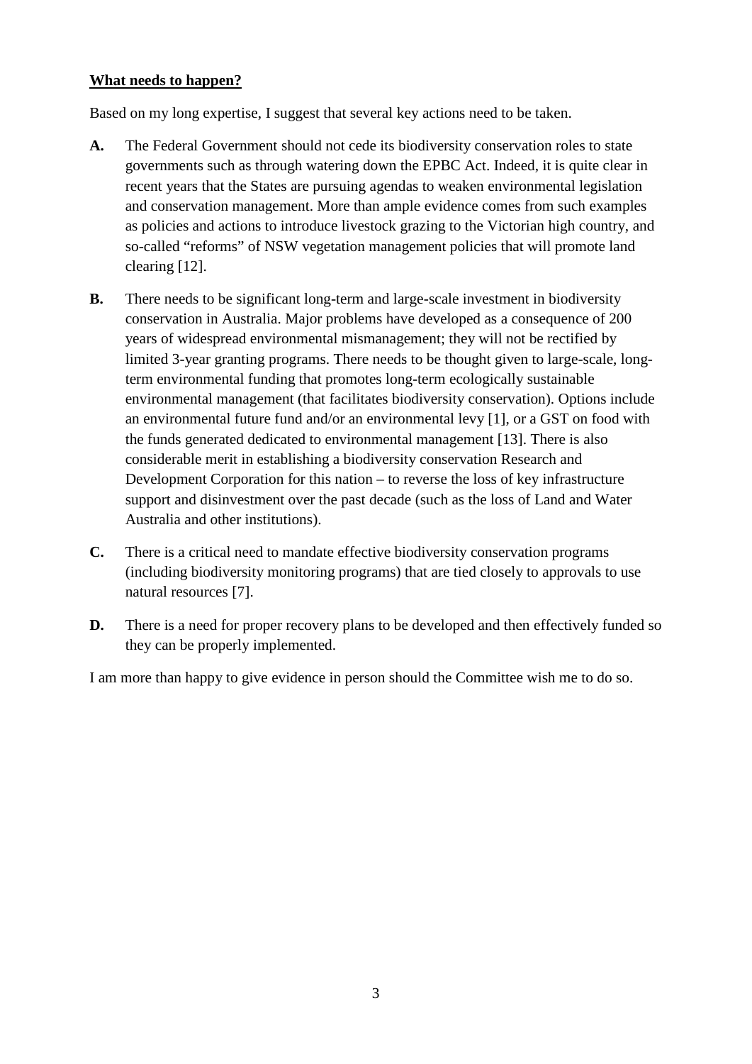**What needs to happen?**

Based on my long expertise, I suggest that several key actions need to be taken.

**A.** The Federal Government should not cede its biodiversity conservation roles to state governments such as through watering down the EPBC Act. Indeed, it is quite clear in recent years that the States are pursuing agendas to weaken environmental legislation and conservation management. More than ample evidence comes from such examples as policies and actions to introduce livestock grazing to the Victorian high country, and so-called "reforms" of NSW vegetation management policies that will promote land clearing [12].

**B.** There needs to be significant long-term and large-scale investment in biodiversity conservation in Australia. Major problems have developed as a consequence of 200 years of widespread environmental mismanagement; they will not be rectified by limited 3-year granting programs. There needs to be thought given to large-scale, long-term environmental funding that promotes long-term ecologically sustainable environmental management (that facilitates biodiversity conservation). Options include an environmental future fund and/or an environmental levy [1], or a GST on food with the funds generated dedicated to environmental management [13]. There is also considerable merit in establishing a biodiversity conservation Research and Development Corporation for this nation – to reverse the loss of key infrastructure support and disinvestment over the past decade (such as the loss of Land and Water Australia and other institutions).

**C.** There is a critical need to mandate effective biodiversity conservation programs (including biodiversity monitoring programs) that are tied closely to approvals to use natural resources [7].

**D.** There is a need for proper recovery plans to be developed and then effectively funded so they can be properly implemented.

I am more than happy to give evidence in person should the Committee wish me to do so.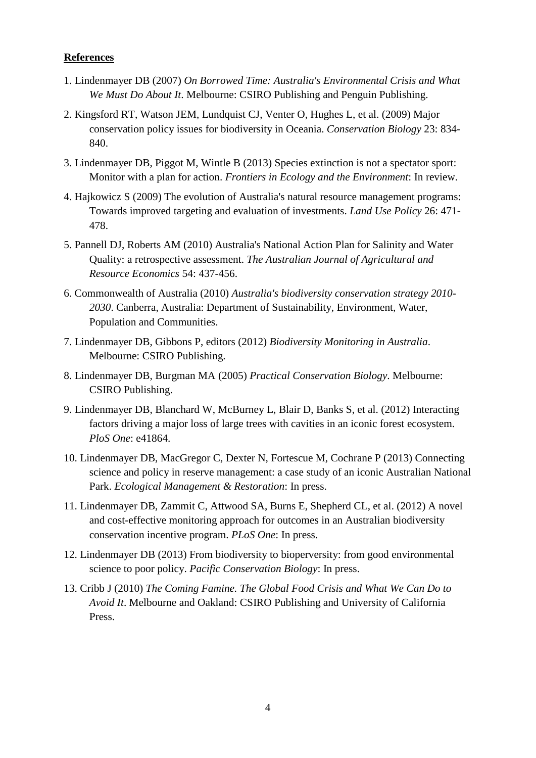**References**

1. Lindenmayer DB (2007) *On Borrowed Time: Australia's Environmental Crisis and What We Must Do About It*. Melbourne: CSIRO Publishing and Penguin Publishing.
2. Kingsford RT, Watson JEM, Lundquist CJ, Venter O, Hughes L, et al. (2009) Major conservation policy issues for biodiversity in Oceania. *Conservation Biology* 23: 834-840.
3. Lindenmayer DB, Piggot M, Wintle B (2013) Species extinction is not a spectator sport: Monitor with a plan for action. *Frontiers in Ecology and the Environment*: In review.
4. Hajkowicz S (2009) The evolution of Australia's natural resource management programs: Towards improved targeting and evaluation of investments. *Land Use Policy* 26: 471-478.
5. Pannell DJ, Roberts AM (2010) Australia's National Action Plan for Salinity and Water Quality: a retrospective assessment. *The Australian Journal of Agricultural and Resource Economics* 54: 437-456.
6. Commonwealth of Australia (2010) *Australia's biodiversity conservation strategy 2010-2030*. Canberra, Australia: Department of Sustainability, Environment, Water, Population and Communities.
7. Lindenmayer DB, Gibbons P, editors (2012) *Biodiversity Monitoring in Australia*. Melbourne: CSIRO Publishing.
8. Lindenmayer DB, Burgman MA (2005) *Practical Conservation Biology*. Melbourne: CSIRO Publishing.
9. Lindenmayer DB, Blanchard W, McBurney L, Blair D, Banks S, et al. (2012) Interacting factors driving a major loss of large trees with cavities in an iconic forest ecosystem. *PloS One*: e41864.
10. Lindenmayer DB, MacGregor C, Dexter N, Fortescue M, Cochrane P (2013) Connecting science and policy in reserve management: a case study of an iconic Australian National Park. *Ecological Management & Restoration*: In press.
11. Lindenmayer DB, Zammit C, Attwood SA, Burns E, Shepherd CL, et al. (2012) A novel and cost-effective monitoring approach for outcomes in an Australian biodiversity conservation incentive program. *PLoS One*: In press.
12. Lindenmayer DB (2013) From biodiversity to bioperversity: from good environmental science to poor policy. *Pacific Conservation Biology*: In press.
13. Cribb J (2010) *The Coming Famine. The Global Food Crisis and What We Can Do to Avoid It*. Melbourne and Oakland: CSIRO Publishing and University of California Press.